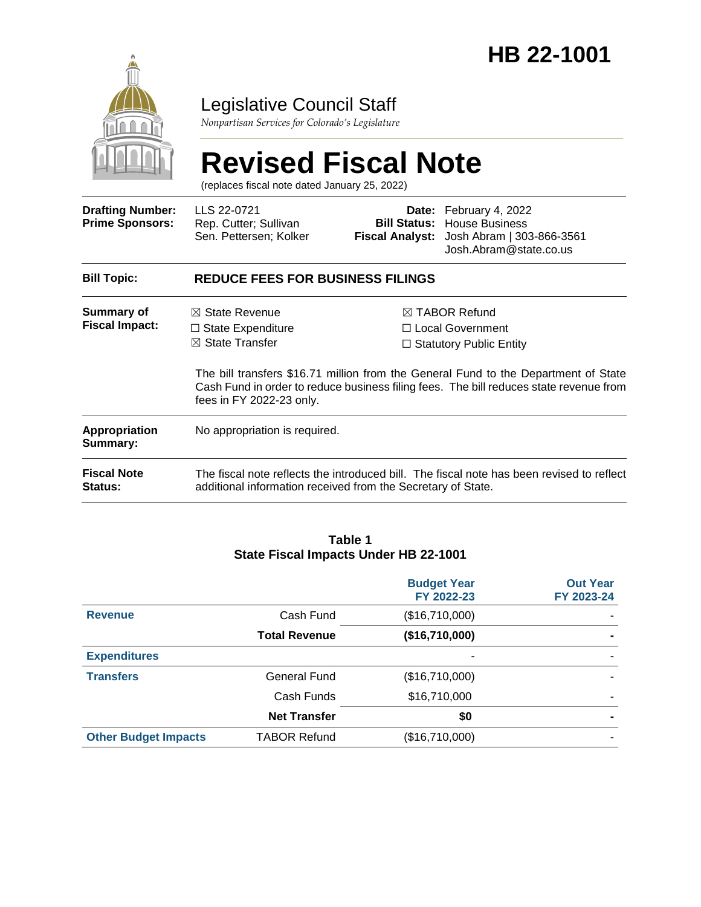# HB 22-1001

## Legislative Council Staff

*Nonpartisan Services for Colorado's Legislature*

# Revised Fiscal Note

(replaces fiscal note dated January 25, 2022)

| | | | |
|---|---|---|---|
| **Drafting Number:** | LLS 22-0721 | **Date:** | February 4, 2022 |
| **Prime Sponsors:** | Rep. Cutter; Sullivan<br>Sen. Pettersen; Kolker | **Bill Status:** | House Business |
| | | **Fiscal Analyst:** | Josh Abram \| 303-866-3561<br>Josh.Abram@state.co.us |

| | |
|---|---|
| **Bill Topic:** | **REDUCE FEES FOR BUSINESS FILINGS** |
| **Summary of Fiscal Impact:** | ☒ State Revenue ☐ State Expenditure ☒ State Transfer ☒ TABOR Refund ☐ Local Government ☐ Statutory Public Entity<br><br>The bill transfers $16.71 million from the General Fund to the Department of State Cash Fund in order to reduce business filing fees. The bill reduces state revenue from fees in FY 2022-23 only. |
| **Appropriation Summary:** | No appropriation is required. |
| **Fiscal Note Status:** | The fiscal note reflects the introduced bill. The fiscal note has been revised to reflect additional information received from the Secretary of State. |

**Table 1**
**State Fiscal Impacts Under HB 22-1001**

| | | Budget Year FY 2022-23 | Out Year FY 2023-24 |
|---|---|---|---|
| **Revenue** | Cash Fund | ($16,710,000) | - |
| | **Total Revenue** | **($16,710,000)** | **-** |
| **Expenditures** | | - | - |
| **Transfers** | General Fund | ($16,710,000) | - |
| | Cash Funds | $16,710,000 | - |
| | **Net Transfer** | **$0** | **-** |
| **Other Budget Impacts** | TABOR Refund | ($16,710,000) | - |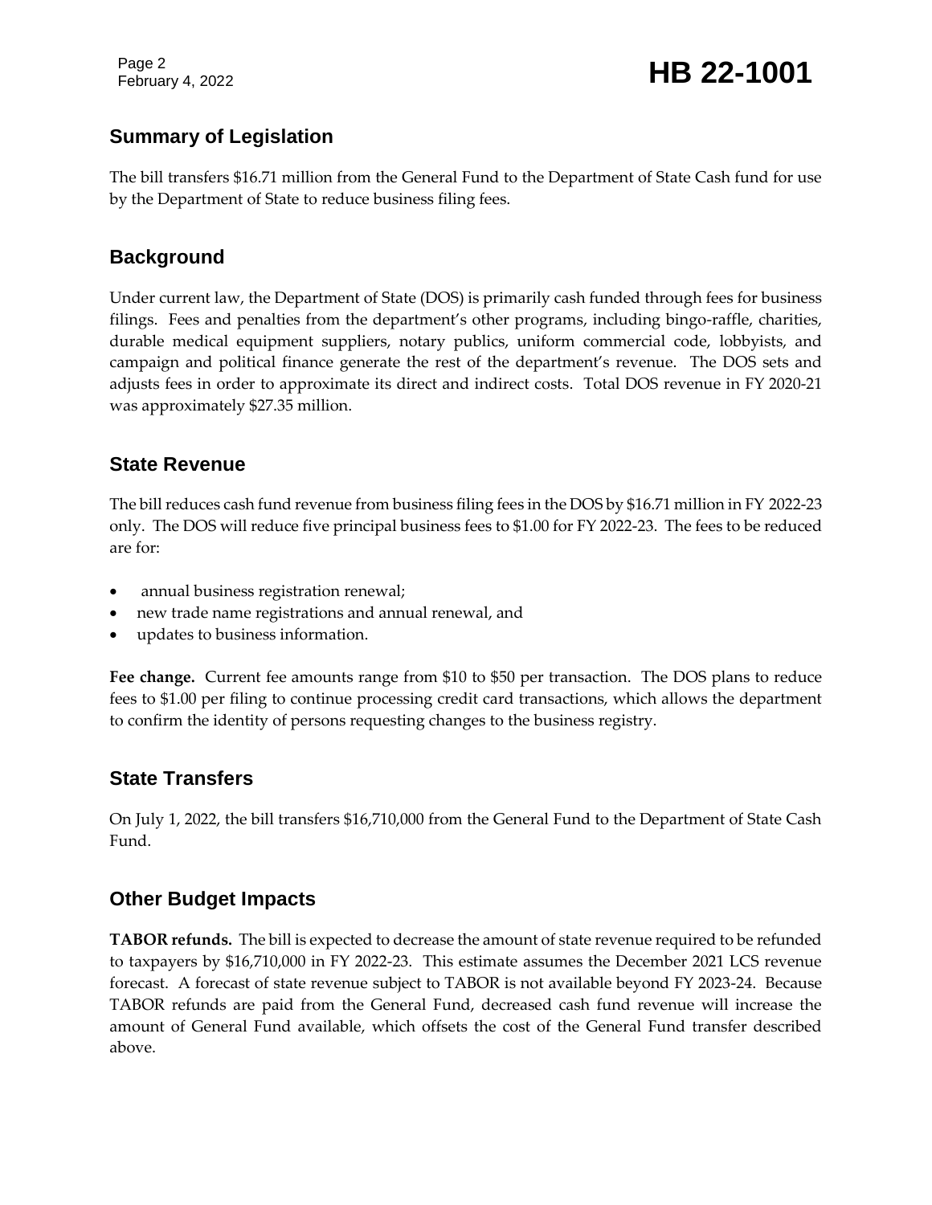## Summary of Legislation

The bill transfers $16.71 million from the General Fund to the Department of State Cash fund for use by the Department of State to reduce business filing fees.

## Background

Under current law, the Department of State (DOS) is primarily cash funded through fees for business filings. Fees and penalties from the department's other programs, including bingo-raffle, charities, durable medical equipment suppliers, notary publics, uniform commercial code, lobbyists, and campaign and political finance generate the rest of the department's revenue. The DOS sets and adjusts fees in order to approximate its direct and indirect costs. Total DOS revenue in FY 2020-21 was approximately $27.35 million.

## State Revenue

The bill reduces cash fund revenue from business filing fees in the DOS by $16.71 million in FY 2022-23 only. The DOS will reduce five principal business fees to $1.00 for FY 2022-23. The fees to be reduced are for:

- annual business registration renewal;
- new trade name registrations and annual renewal, and
- updates to business information.

**Fee change.** Current fee amounts range from $10 to $50 per transaction. The DOS plans to reduce fees to $1.00 per filing to continue processing credit card transactions, which allows the department to confirm the identity of persons requesting changes to the business registry.

## State Transfers

On July 1, 2022, the bill transfers $16,710,000 from the General Fund to the Department of State Cash Fund.

## Other Budget Impacts

**TABOR refunds.** The bill is expected to decrease the amount of state revenue required to be refunded to taxpayers by $16,710,000 in FY 2022-23. This estimate assumes the December 2021 LCS revenue forecast. A forecast of state revenue subject to TABOR is not available beyond FY 2023-24. Because TABOR refunds are paid from the General Fund, decreased cash fund revenue will increase the amount of General Fund available, which offsets the cost of the General Fund transfer described above.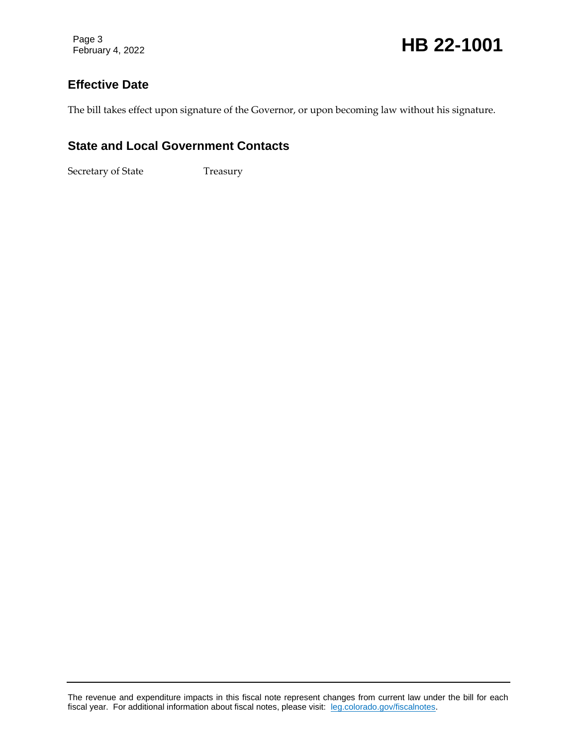## Effective Date

The bill takes effect upon signature of the Governor, or upon becoming law without his signature.

## State and Local Government Contacts

Secretary of State    Treasury

The revenue and expenditure impacts in this fiscal note represent changes from current law under the bill for each fiscal year. For additional information about fiscal notes, please visit: leg.colorado.gov/fiscalnotes.